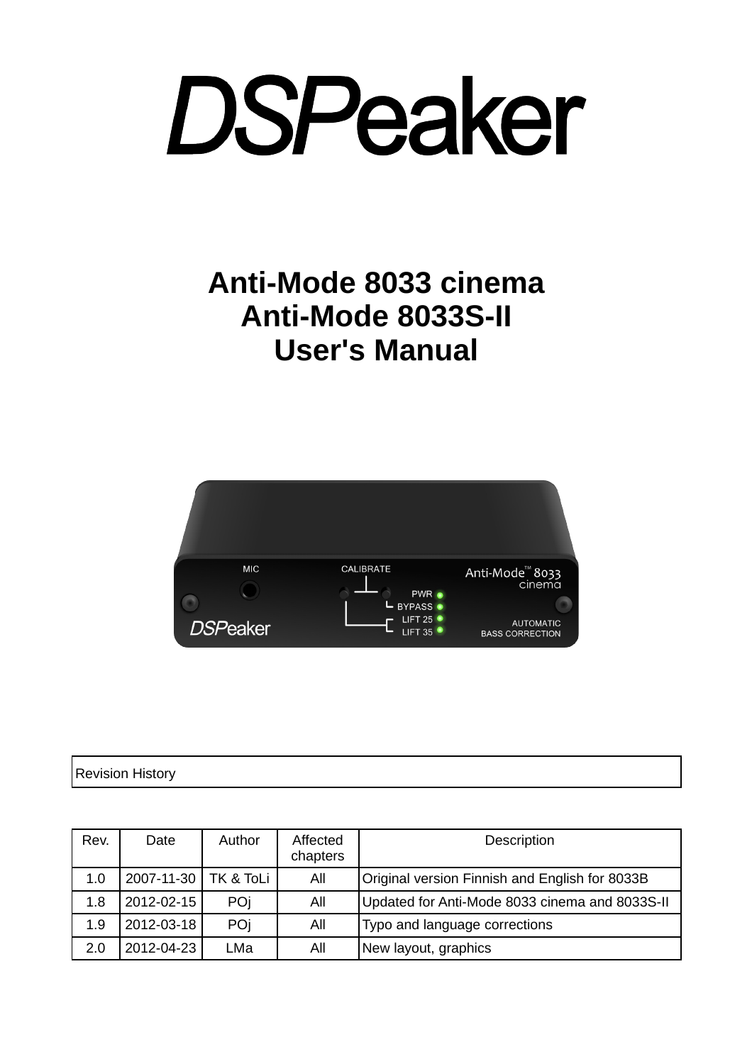# DSPeaker

# Anti-Mode 8033 cinema
# Anti-Mode 8033S-II
# User's Manual

| Revision History |
|---|

| Rev. | Date | Author | Affected chapters | Description |
|---|---|---|---|---|
| 1.0 | 2007-11-30 | TK & ToLi | All | Original version Finnish and English for 8033B |
| 1.8 | 2012-02-15 | POj | All | Updated for Anti-Mode 8033 cinema and 8033S-II |
| 1.9 | 2012-03-18 | POj | All | Typo and language corrections |
| 2.0 | 2012-04-23 | LMa | All | New layout, graphics |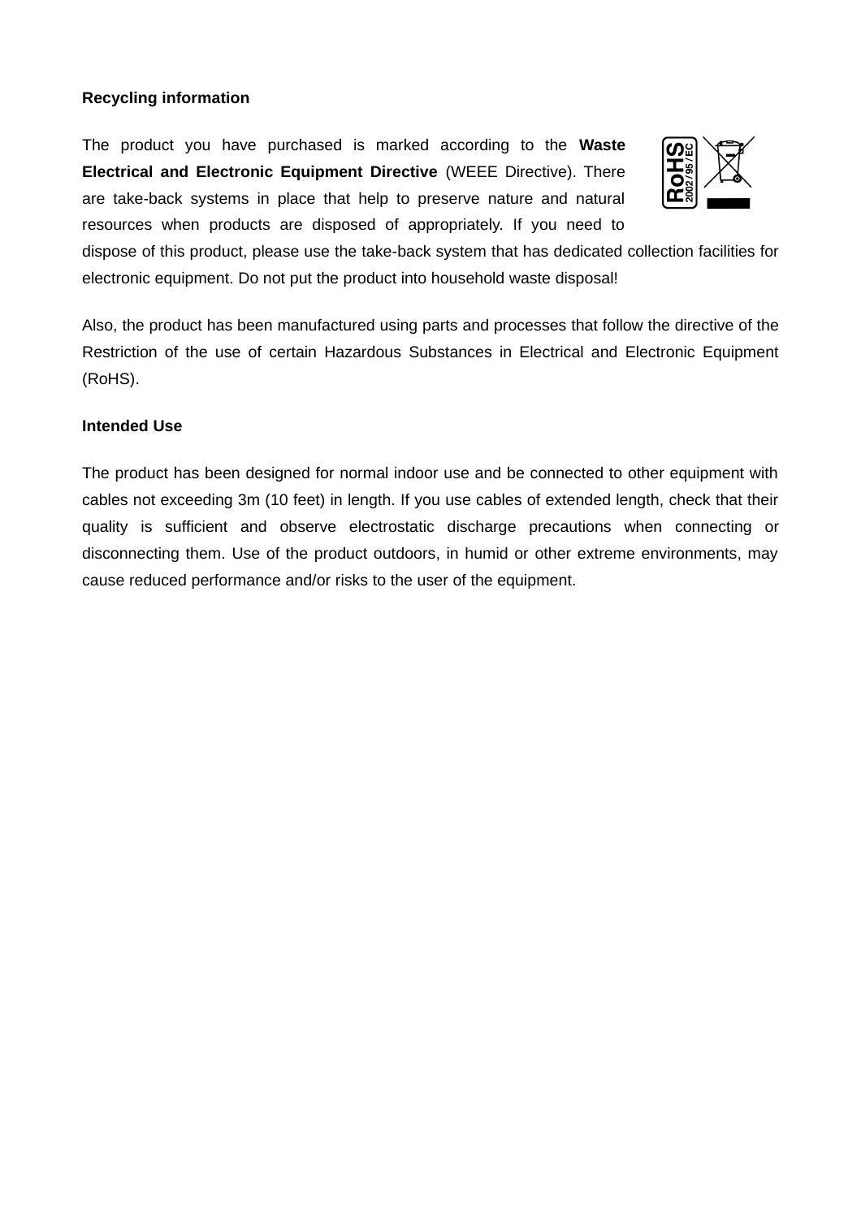**Recycling information**

The product you have purchased is marked according to the **Waste Electrical and Electronic Equipment Directive** (WEEE Directive). There are take-back systems in place that help to preserve nature and natural resources when products are disposed of appropriately. If you need to dispose of this product, please use the take-back system that has dedicated collection facilities for electronic equipment. Do not put the product into household waste disposal!

Also, the product has been manufactured using parts and processes that follow the directive of the Restriction of the use of certain Hazardous Substances in Electrical and Electronic Equipment (RoHS).

**Intended Use**

The product has been designed for normal indoor use and be connected to other equipment with cables not exceeding 3m (10 feet) in length. If you use cables of extended length, check that their quality is sufficient and observe electrostatic discharge precautions when connecting or disconnecting them. Use of the product outdoors, in humid or other extreme environments, may cause reduced performance and/or risks to the user of the equipment.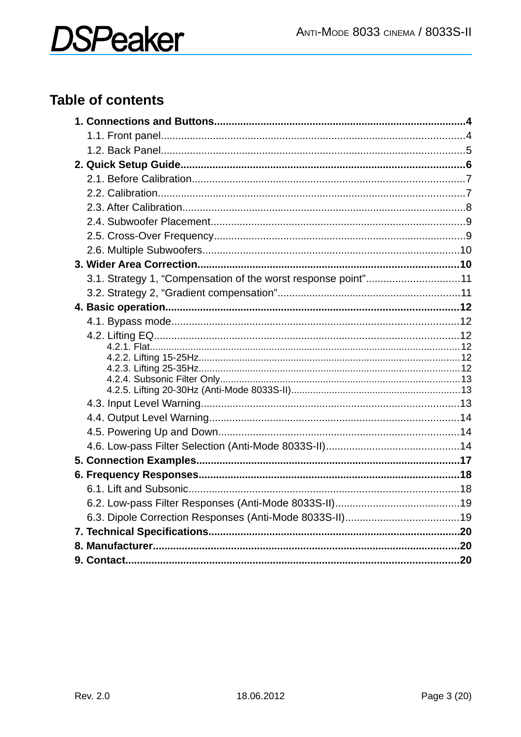## Table of contents

**1. Connections and Buttons....................................................................................4**

1.1. Front panel........................................................................................................4

1.2. Back Panel........................................................................................................5

**2. Quick Setup Guide................................................................................................6**

2.1. Before Calibration.............................................................................................7

2.2. Calibration.........................................................................................................7

2.3. After Calibration.................................................................................................8

2.4. Subwoofer Placement.......................................................................................9

2.5. Cross-Over Frequency......................................................................................9

2.6. Multiple Subwoofers........................................................................................10

**3. Wider Area Correction.........................................................................................10**

3.1. Strategy 1, “Compensation of the worst response point”................................11

3.2. Strategy 2, “Gradient compensation”..............................................................11

**4. Basic operation....................................................................................................12**

4.1. Bypass mode..................................................................................................12

4.2. Lifting EQ........................................................................................................12

4.2.1. Flat..............................................................................................................12

4.2.2. Lifting 15-25Hz.............................................................................................12

4.2.3. Lifting 25-35Hz.............................................................................................12

4.2.4. Subsonic Filter Only.....................................................................................13

4.2.5. Lifting 20-30Hz (Anti-Mode 8033S-II).........................................................13

4.3. Input Level Warning........................................................................................13

4.4. Output Level Warning......................................................................................14

4.5. Powering Up and Down..................................................................................14

4.6. Low-pass Filter Selection (Anti-Mode 8033S-II).............................................14

**5. Connection Examples.........................................................................................17**

**6. Frequency Responses........................................................................................18**

6.1. Lift and Subsonic............................................................................................18

6.2. Low-pass Filter Responses (Anti-Mode 8033S-II)..........................................19

6.3. Dipole Correction Responses (Anti-Mode 8033S-II).......................................19

**7. Technical Specifications.....................................................................................20**

**8. Manufacturer........................................................................................................20**

**9. Contact.................................................................................................................20**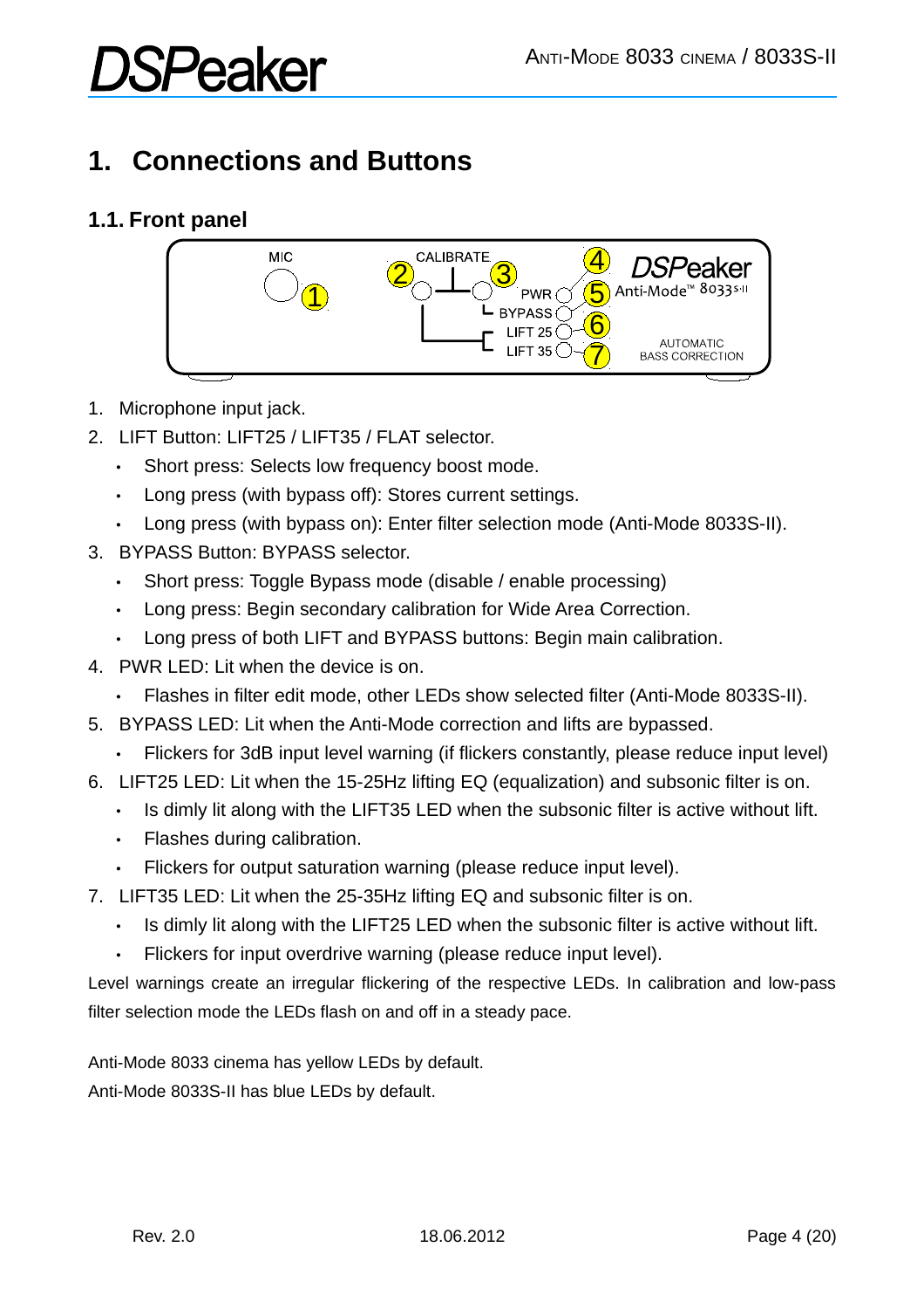// Anti-Mode 8033 Cinema / 8033S-II — Front panel reference (page 4)

# 1. Connections and Buttons

## 1.1. Front panel

1. Microphone input jack.
2. LIFT Button: LIFT25 / LIFT35 / FLAT selector.
   - Short press: Selects low frequency boost mode.
   - Long press (with bypass off): Stores current settings.
   - Long press (with bypass on): Enter filter selection mode (Anti-Mode 8033S-II).
3. BYPASS Button: BYPASS selector.
   - Short press: Toggle Bypass mode (disable / enable processing)
   - Long press: Begin secondary calibration for Wide Area Correction.
   - Long press of both LIFT and BYPASS buttons: Begin main calibration.
4. PWR LED: Lit when the device is on.
   - Flashes in filter edit mode, other LEDs show selected filter (Anti-Mode 8033S-II).
5. BYPASS LED: Lit when the Anti-Mode correction and lifts are bypassed.
   - Flickers for 3dB input level warning (if flickers constantly, please reduce input level)
6. LIFT25 LED: Lit when the 15-25Hz lifting EQ (equalization) and subsonic filter is on.
   - Is dimly lit along with the LIFT35 LED when the subsonic filter is active without lift.
   - Flashes during calibration.
   - Flickers for output saturation warning (please reduce input level).
7. LIFT35 LED: Lit when the 25-35Hz lifting EQ and subsonic filter is on.
   - Is dimly lit along with the LIFT25 LED when the subsonic filter is active without lift.
   - Flickers for input overdrive warning (please reduce input level).

Level warnings create an irregular flickering of the respective LEDs. In calibration and low-pass filter selection mode the LEDs flash on and off in a steady pace.

Anti-Mode 8033 cinema has yellow LEDs by default.

Anti-Mode 8033S-II has blue LEDs by default.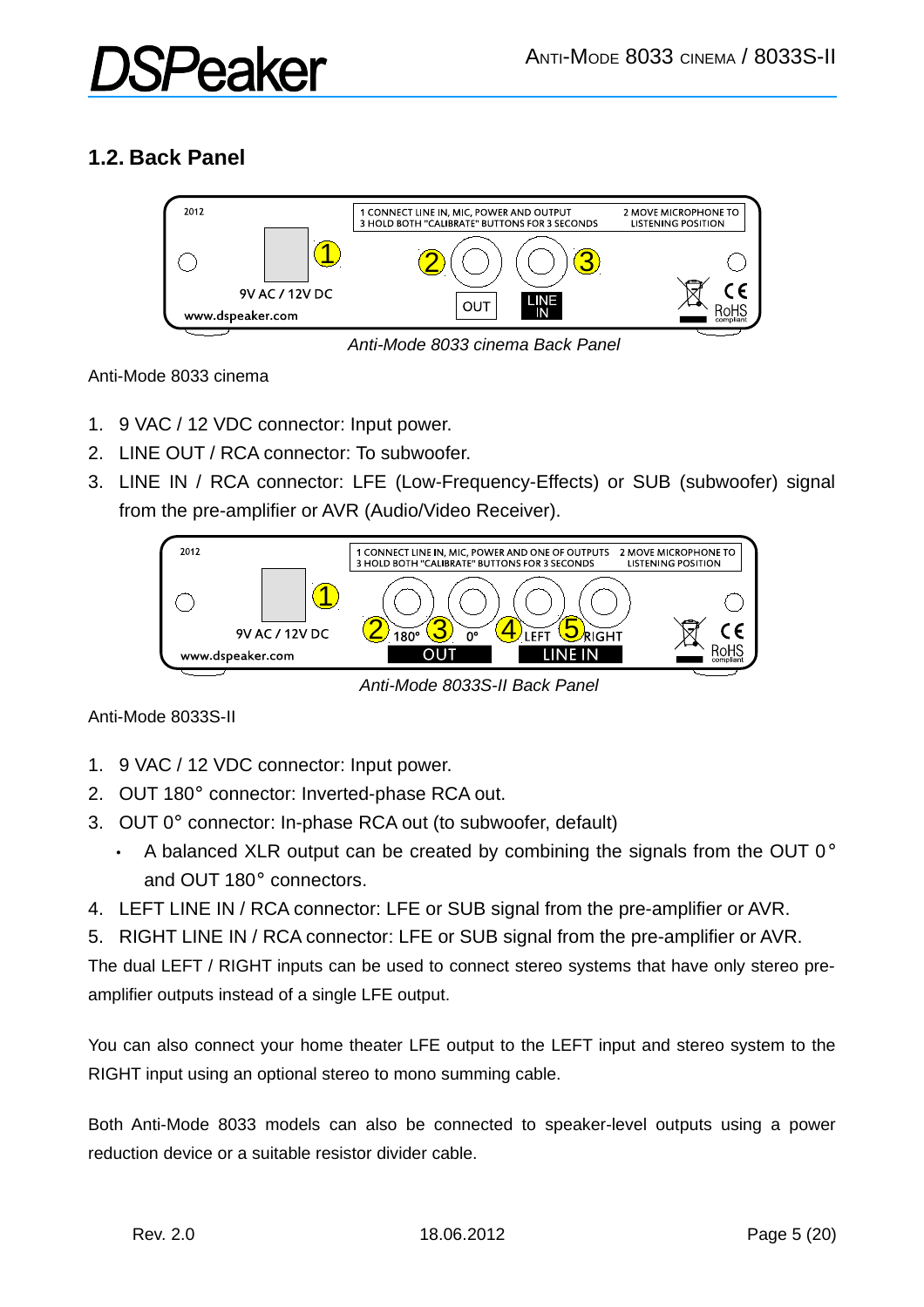## 1.2. Back Panel

*Anti-Mode 8033 cinema Back Panel*

Anti-Mode 8033 cinema

1. 9 VAC / 12 VDC connector: Input power.
2. LINE OUT / RCA connector: To subwoofer.
3. LINE IN / RCA connector: LFE (Low-Frequency-Effects) or SUB (subwoofer) signal from the pre-amplifier or AVR (Audio/Video Receiver).

*Anti-Mode 8033S-II Back Panel*

Anti-Mode 8033S-II

1. 9 VAC / 12 VDC connector: Input power.
2. OUT 180° connector: Inverted-phase RCA out.
3. OUT 0° connector: In-phase RCA out (to subwoofer, default)
   - A balanced XLR output can be created by combining the signals from the OUT 0° and OUT 180° connectors.
4. LEFT LINE IN / RCA connector: LFE or SUB signal from the pre-amplifier or AVR.
5. RIGHT LINE IN / RCA connector: LFE or SUB signal from the pre-amplifier or AVR.

The dual LEFT / RIGHT inputs can be used to connect stereo systems that have only stereo pre-amplifier outputs instead of a single LFE output.

You can also connect your home theater LFE output to the LEFT input and stereo system to the RIGHT input using an optional stereo to mono summing cable.

Both Anti-Mode 8033 models can also be connected to speaker-level outputs using a power reduction device or a suitable resistor divider cable.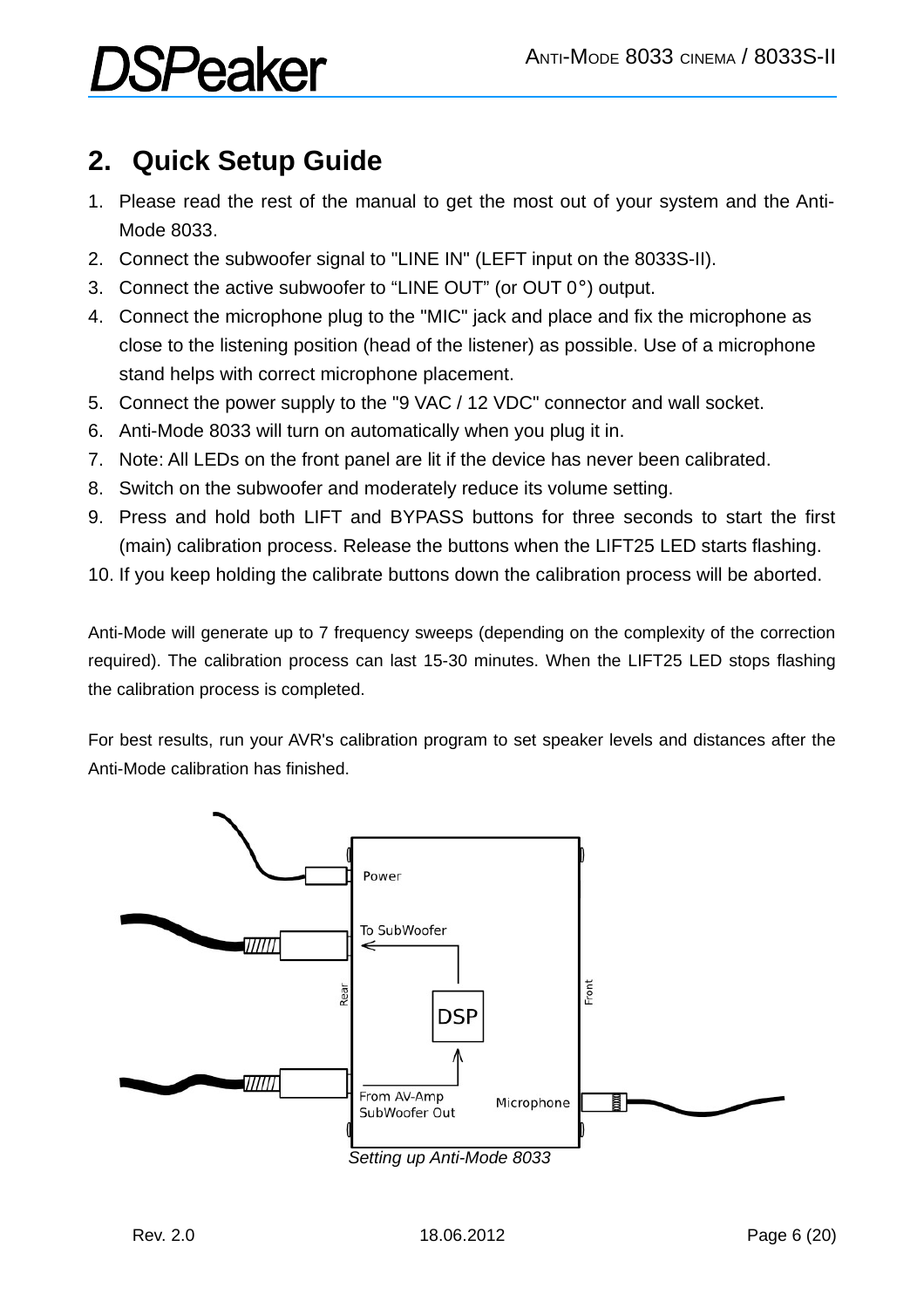## 2. Quick Setup Guide

1. Please read the rest of the manual to get the most out of your system and the Anti-Mode 8033.
2. Connect the subwoofer signal to "LINE IN" (LEFT input on the 8033S-II).
3. Connect the active subwoofer to “LINE OUT” (or OUT 0°) output.
4. Connect the microphone plug to the "MIC" jack and place and fix the microphone as close to the listening position (head of the listener) as possible. Use of a microphone stand helps with correct microphone placement.
5. Connect the power supply to the "9 VAC / 12 VDC" connector and wall socket.
6. Anti-Mode 8033 will turn on automatically when you plug it in.
7. Note: All LEDs on the front panel are lit if the device has never been calibrated.
8. Switch on the subwoofer and moderately reduce its volume setting.
9. Press and hold both LIFT and BYPASS buttons for three seconds to start the first (main) calibration process. Release the buttons when the LIFT25 LED starts flashing.
10. If you keep holding the calibrate buttons down the calibration process will be aborted.

Anti-Mode will generate up to 7 frequency sweeps (depending on the complexity of the correction required). The calibration process can last 15-30 minutes. When the LIFT25 LED stops flashing the calibration process is completed.

For best results, run your AVR's calibration program to set speaker levels and distances after the Anti-Mode calibration has finished.

Power
To SubWoofer
Rear
DSP
Front
From AV-Amp SubWoofer Out
Microphone

*Setting up Anti-Mode 8033*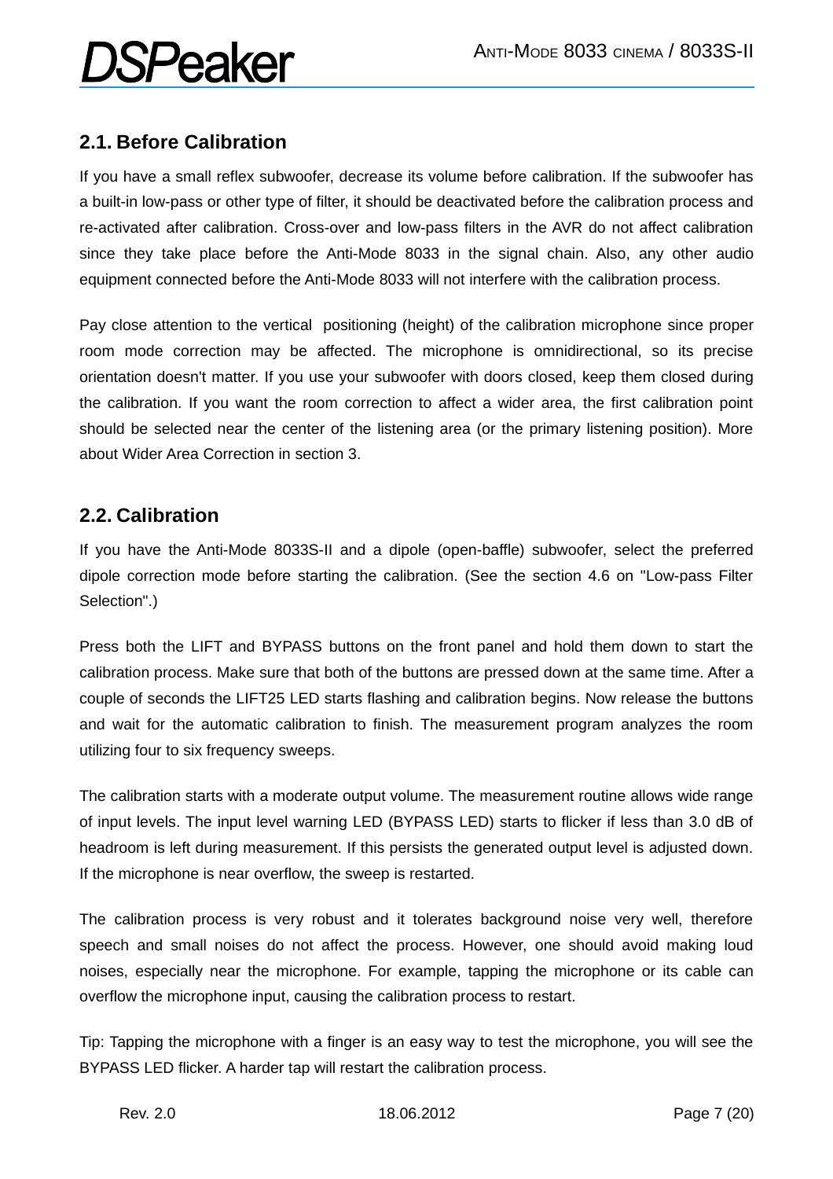## 2.1. Before Calibration

If you have a small reflex subwoofer, decrease its volume before calibration. If the subwoofer has a built-in low-pass or other type of filter, it should be deactivated before the calibration process and re-activated after calibration. Cross-over and low-pass filters in the AVR do not affect calibration since they take place before the Anti-Mode 8033 in the signal chain. Also, any other audio equipment connected before the Anti-Mode 8033 will not interfere with the calibration process.

Pay close attention to the vertical positioning (height) of the calibration microphone since proper room mode correction may be affected. The microphone is omnidirectional, so its precise orientation doesn't matter. If you use your subwoofer with doors closed, keep them closed during the calibration. If you want the room correction to affect a wider area, the first calibration point should be selected near the center of the listening area (or the primary listening position). More about Wider Area Correction in section 3.

## 2.2. Calibration

If you have the Anti-Mode 8033S-II and a dipole (open-baffle) subwoofer, select the preferred dipole correction mode before starting the calibration. (See the section 4.6 on "Low-pass Filter Selection".)

Press both the LIFT and BYPASS buttons on the front panel and hold them down to start the calibration process. Make sure that both of the buttons are pressed down at the same time. After a couple of seconds the LIFT25 LED starts flashing and calibration begins. Now release the buttons and wait for the automatic calibration to finish. The measurement program analyzes the room utilizing four to six frequency sweeps.

The calibration starts with a moderate output volume. The measurement routine allows wide range of input levels. The input level warning LED (BYPASS LED) starts to flicker if less than 3.0 dB of headroom is left during measurement. If this persists the generated output level is adjusted down. If the microphone is near overflow, the sweep is restarted.

The calibration process is very robust and it tolerates background noise very well, therefore speech and small noises do not affect the process. However, one should avoid making loud noises, especially near the microphone. For example, tapping the microphone or its cable can overflow the microphone input, causing the calibration process to restart.

Tip: Tapping the microphone with a finger is an easy way to test the microphone, you will see the BYPASS LED flicker. A harder tap will restart the calibration process.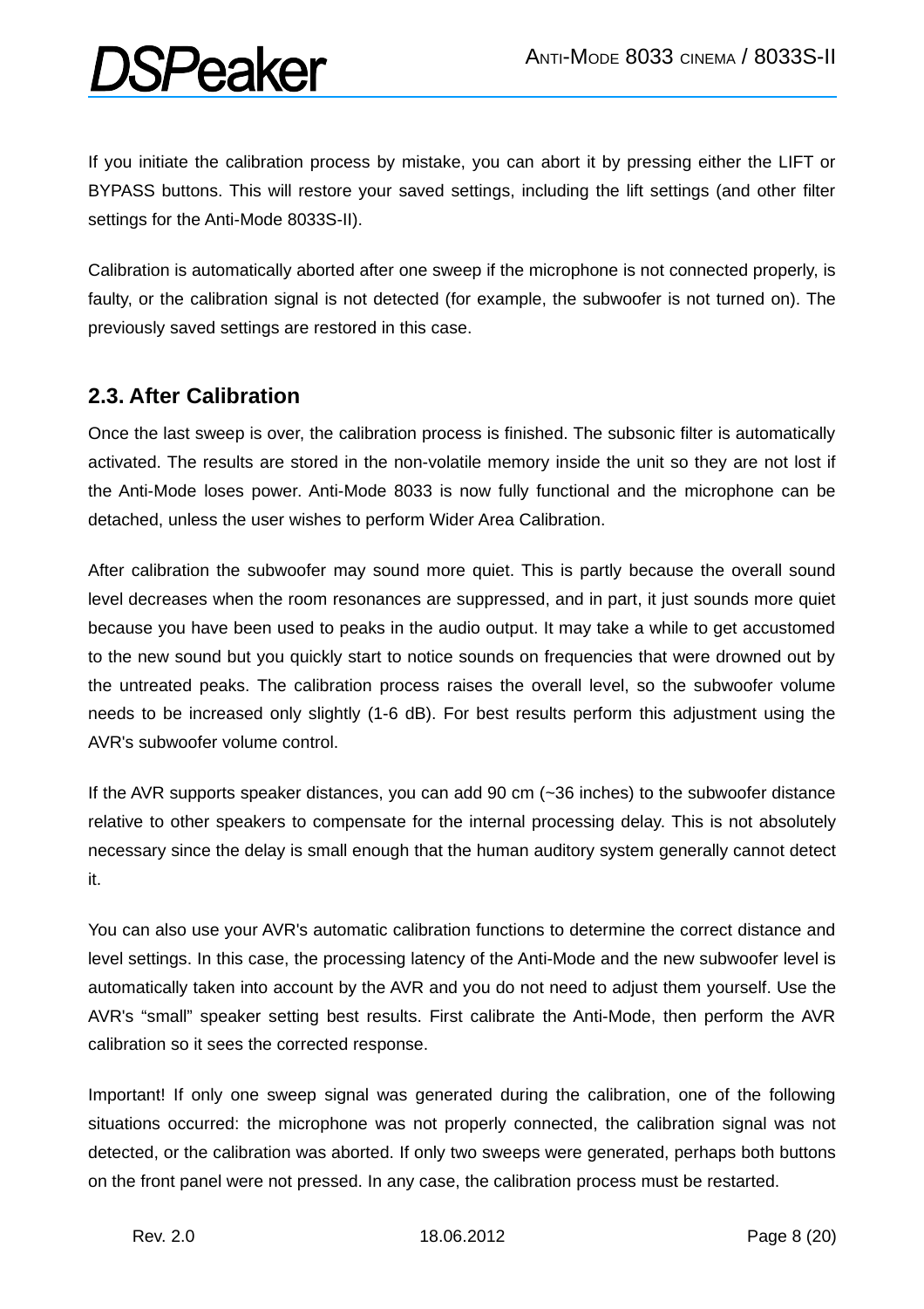If you initiate the calibration process by mistake, you can abort it by pressing either the LIFT or BYPASS buttons. This will restore your saved settings, including the lift settings (and other filter settings for the Anti-Mode 8033S-II).

Calibration is automatically aborted after one sweep if the microphone is not connected properly, is faulty, or the calibration signal is not detected (for example, the subwoofer is not turned on). The previously saved settings are restored in this case.

## 2.3. After Calibration

Once the last sweep is over, the calibration process is finished. The subsonic filter is automatically activated. The results are stored in the non-volatile memory inside the unit so they are not lost if the Anti-Mode loses power. Anti-Mode 8033 is now fully functional and the microphone can be detached, unless the user wishes to perform Wider Area Calibration.

After calibration the subwoofer may sound more quiet. This is partly because the overall sound level decreases when the room resonances are suppressed, and in part, it just sounds more quiet because you have been used to peaks in the audio output. It may take a while to get accustomed to the new sound but you quickly start to notice sounds on frequencies that were drowned out by the untreated peaks. The calibration process raises the overall level, so the subwoofer volume needs to be increased only slightly (1-6 dB). For best results perform this adjustment using the AVR's subwoofer volume control.

If the AVR supports speaker distances, you can add 90 cm (~36 inches) to the subwoofer distance relative to other speakers to compensate for the internal processing delay. This is not absolutely necessary since the delay is small enough that the human auditory system generally cannot detect it.

You can also use your AVR's automatic calibration functions to determine the correct distance and level settings. In this case, the processing latency of the Anti-Mode and the new subwoofer level is automatically taken into account by the AVR and you do not need to adjust them yourself. Use the AVR's "small" speaker setting best results. First calibrate the Anti-Mode, then perform the AVR calibration so it sees the corrected response.

Important! If only one sweep signal was generated during the calibration, one of the following situations occurred: the microphone was not properly connected, the calibration signal was not detected, or the calibration was aborted. If only two sweeps were generated, perhaps both buttons on the front panel were not pressed. In any case, the calibration process must be restarted.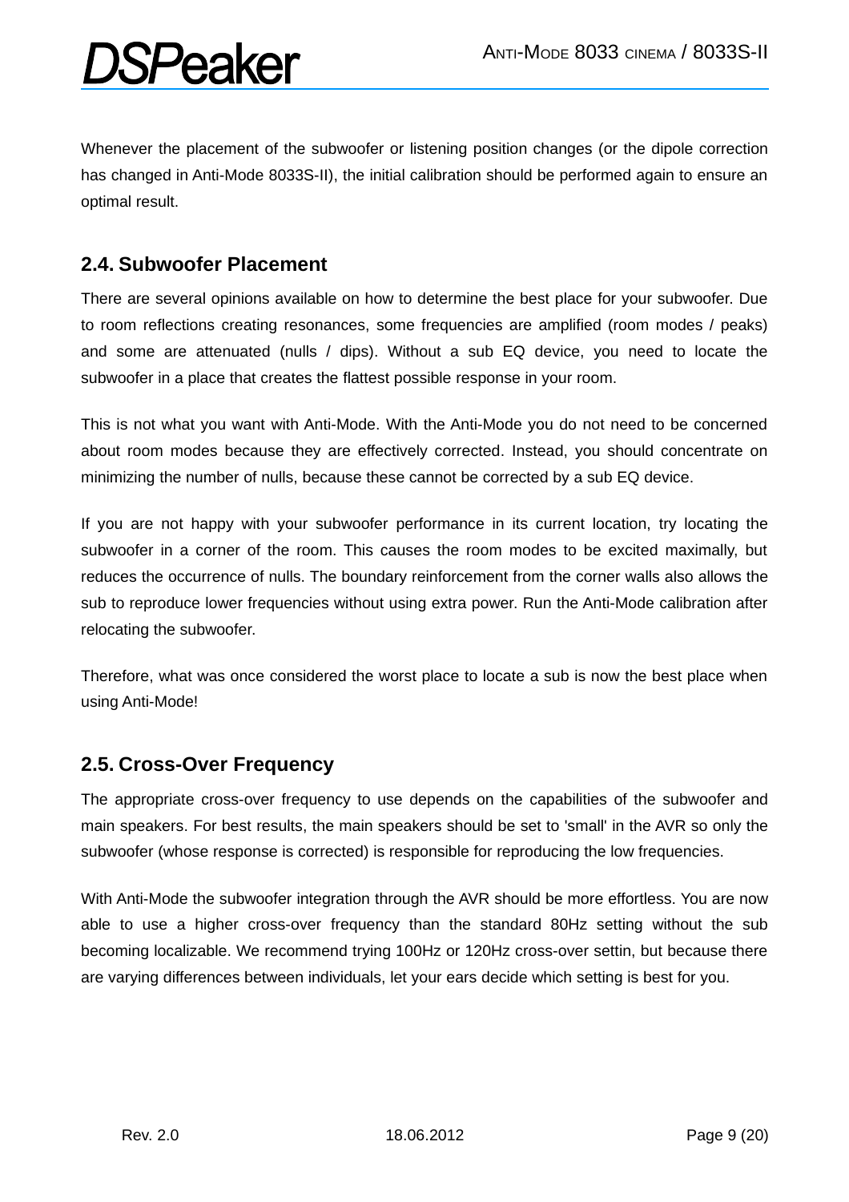Whenever the placement of the subwoofer or listening position changes (or the dipole correction has changed in Anti-Mode 8033S-II), the initial calibration should be performed again to ensure an optimal result.

## 2.4. Subwoofer Placement

There are several opinions available on how to determine the best place for your subwoofer. Due to room reflections creating resonances, some frequencies are amplified (room modes / peaks) and some are attenuated (nulls / dips). Without a sub EQ device, you need to locate the subwoofer in a place that creates the flattest possible response in your room.

This is not what you want with Anti-Mode. With the Anti-Mode you do not need to be concerned about room modes because they are effectively corrected. Instead, you should concentrate on minimizing the number of nulls, because these cannot be corrected by a sub EQ device.

If you are not happy with your subwoofer performance in its current location, try locating the subwoofer in a corner of the room. This causes the room modes to be excited maximally, but reduces the occurrence of nulls. The boundary reinforcement from the corner walls also allows the sub to reproduce lower frequencies without using extra power. Run the Anti-Mode calibration after relocating the subwoofer.

Therefore, what was once considered the worst place to locate a sub is now the best place when using Anti-Mode!

## 2.5. Cross-Over Frequency

The appropriate cross-over frequency to use depends on the capabilities of the subwoofer and main speakers. For best results, the main speakers should be set to 'small' in the AVR so only the subwoofer (whose response is corrected) is responsible for reproducing the low frequencies.

With Anti-Mode the subwoofer integration through the AVR should be more effortless. You are now able to use a higher cross-over frequency than the standard 80Hz setting without the sub becoming localizable. We recommend trying 100Hz or 120Hz cross-over settin, but because there are varying differences between individuals, let your ears decide which setting is best for you.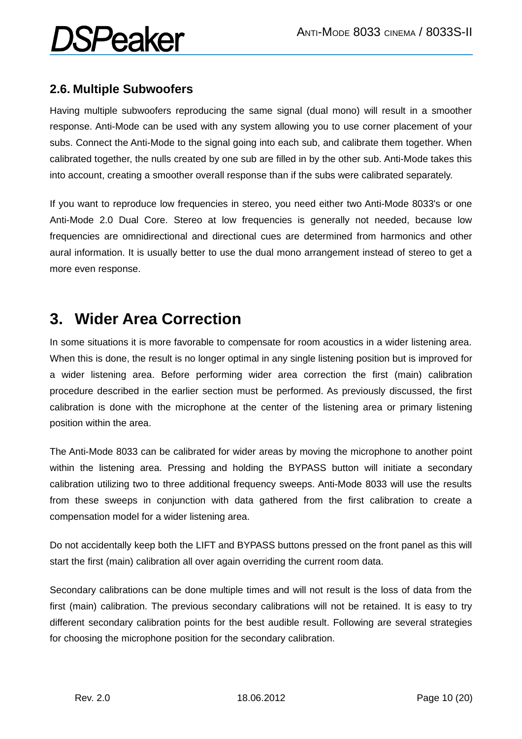### 2.6. Multiple Subwoofers

Having multiple subwoofers reproducing the same signal (dual mono) will result in a smoother response. Anti-Mode can be used with any system allowing you to use corner placement of your subs. Connect the Anti-Mode to the signal going into each sub, and calibrate them together. When calibrated together, the nulls created by one sub are filled in by the other sub. Anti-Mode takes this into account, creating a smoother overall response than if the subs were calibrated separately.

If you want to reproduce low frequencies in stereo, you need either two Anti-Mode 8033's or one Anti-Mode 2.0 Dual Core. Stereo at low frequencies is generally not needed, because low frequencies are omnidirectional and directional cues are determined from harmonics and other aural information. It is usually better to use the dual mono arrangement instead of stereo to get a more even response.

## 3. Wider Area Correction

In some situations it is more favorable to compensate for room acoustics in a wider listening area. When this is done, the result is no longer optimal in any single listening position but is improved for a wider listening area. Before performing wider area correction the first (main) calibration procedure described in the earlier section must be performed. As previously discussed, the first calibration is done with the microphone at the center of the listening area or primary listening position within the area.

The Anti-Mode 8033 can be calibrated for wider areas by moving the microphone to another point within the listening area. Pressing and holding the BYPASS button will initiate a secondary calibration utilizing two to three additional frequency sweeps. Anti-Mode 8033 will use the results from these sweeps in conjunction with data gathered from the first calibration to create a compensation model for a wider listening area.

Do not accidentally keep both the LIFT and BYPASS buttons pressed on the front panel as this will start the first (main) calibration all over again overriding the current room data.

Secondary calibrations can be done multiple times and will not result is the loss of data from the first (main) calibration. The previous secondary calibrations will not be retained. It is easy to try different secondary calibration points for the best audible result. Following are several strategies for choosing the microphone position for the secondary calibration.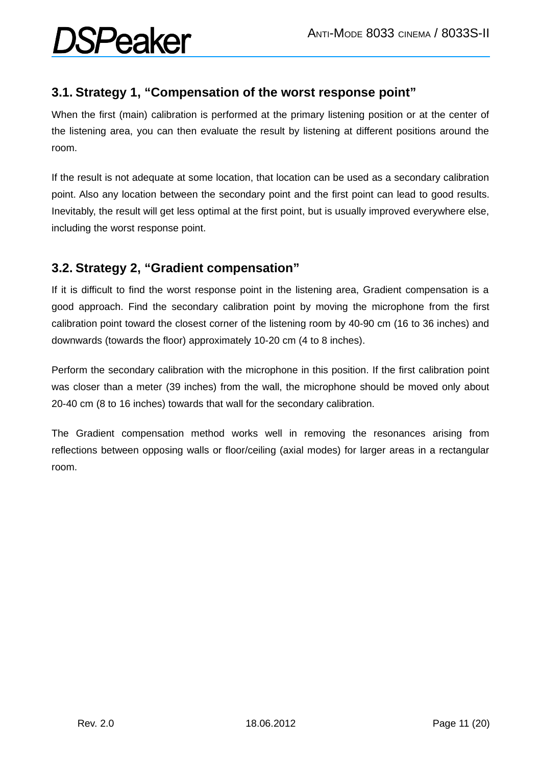## 3.1. Strategy 1, “Compensation of the worst response point”

When the first (main) calibration is performed at the primary listening position or at the center of the listening area, you can then evaluate the result by listening at different positions around the room.

If the result is not adequate at some location, that location can be used as a secondary calibration point. Also any location between the secondary point and the first point can lead to good results. Inevitably, the result will get less optimal at the first point, but is usually improved everywhere else, including the worst response point.

## 3.2. Strategy 2, “Gradient compensation”

If it is difficult to find the worst response point in the listening area, Gradient compensation is a good approach. Find the secondary calibration point by moving the microphone from the first calibration point toward the closest corner of the listening room by 40-90 cm (16 to 36 inches) and downwards (towards the floor) approximately 10-20 cm (4 to 8 inches).

Perform the secondary calibration with the microphone in this position. If the first calibration point was closer than a meter (39 inches) from the wall, the microphone should be moved only about 20-40 cm (8 to 16 inches) towards that wall for the secondary calibration.

The Gradient compensation method works well in removing the resonances arising from reflections between opposing walls or floor/ceiling (axial modes) for larger areas in a rectangular room.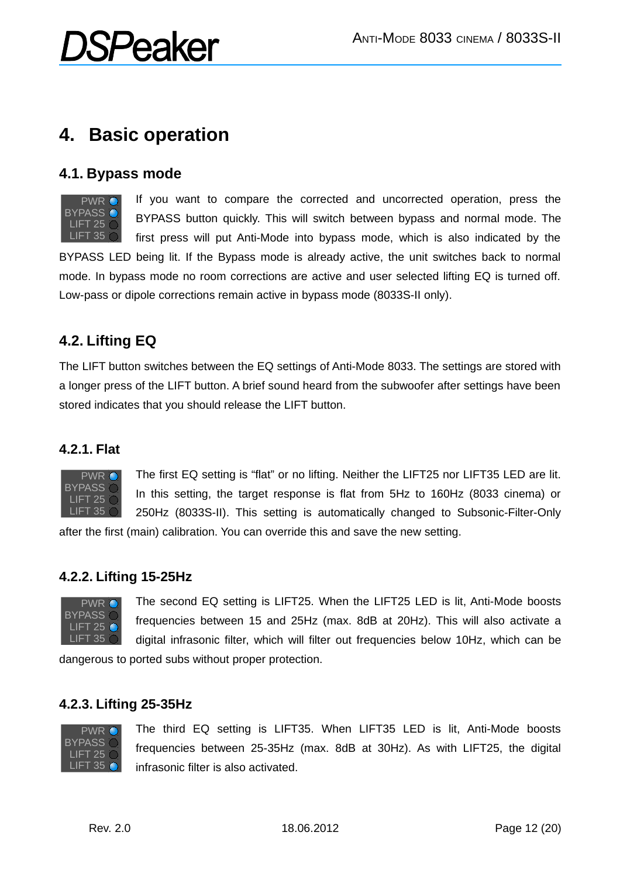# 4. Basic operation

## 4.1. Bypass mode

If you want to compare the corrected and uncorrected operation, press the BYPASS button quickly. This will switch between bypass and normal mode. The first press will put Anti-Mode into bypass mode, which is also indicated by the BYPASS LED being lit. If the Bypass mode is already active, the unit switches back to normal mode. In bypass mode no room corrections are active and user selected lifting EQ is turned off. Low-pass or dipole corrections remain active in bypass mode (8033S-II only).

## 4.2. Lifting EQ

The LIFT button switches between the EQ settings of Anti-Mode 8033. The settings are stored with a longer press of the LIFT button. A brief sound heard from the subwoofer after settings have been stored indicates that you should release the LIFT button.

### 4.2.1. Flat

The first EQ setting is “flat” or no lifting. Neither the LIFT25 nor LIFT35 LED are lit. In this setting, the target response is flat from 5Hz to 160Hz (8033 cinema) or 250Hz (8033S-II). This setting is automatically changed to Subsonic-Filter-Only after the first (main) calibration. You can override this and save the new setting.

### 4.2.2. Lifting 15-25Hz

The second EQ setting is LIFT25. When the LIFT25 LED is lit, Anti-Mode boosts frequencies between 15 and 25Hz (max. 8dB at 20Hz). This will also activate a digital infrasonic filter, which will filter out frequencies below 10Hz, which can be dangerous to ported subs without proper protection.

### 4.2.3. Lifting 25-35Hz

The third EQ setting is LIFT35. When LIFT35 LED is lit, Anti-Mode boosts frequencies between 25-35Hz (max. 8dB at 30Hz). As with LIFT25, the digital infrasonic filter is also activated.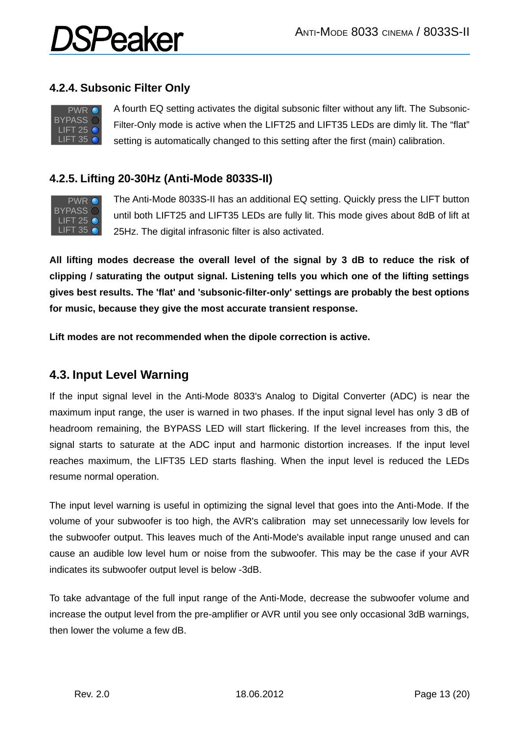### 4.2.4. Subsonic Filter Only

PWR
BYPASS
LIFT 25
LIFT 35

A fourth EQ setting activates the digital subsonic filter without any lift. The Subsonic-Filter-Only mode is active when the LIFT25 and LIFT35 LEDs are dimly lit. The "flat" setting is automatically changed to this setting after the first (main) calibration.

### 4.2.5. Lifting 20-30Hz (Anti-Mode 8033S-II)

PWR
BYPASS
LIFT 25
LIFT 35

The Anti-Mode 8033S-II has an additional EQ setting. Quickly press the LIFT button until both LIFT25 and LIFT35 LEDs are fully lit. This mode gives about 8dB of lift at 25Hz. The digital infrasonic filter is also activated.

**All lifting modes decrease the overall level of the signal by 3 dB to reduce the risk of clipping / saturating the output signal. Listening tells you which one of the lifting settings gives best results. The 'flat' and 'subsonic-filter-only' settings are probably the best options for music, because they give the most accurate transient response.**

**Lift modes are not recommended when the dipole correction is active.**

## 4.3. Input Level Warning

If the input signal level in the Anti-Mode 8033's Analog to Digital Converter (ADC) is near the maximum input range, the user is warned in two phases. If the input signal level has only 3 dB of headroom remaining, the BYPASS LED will start flickering. If the level increases from this, the signal starts to saturate at the ADC input and harmonic distortion increases. If the input level reaches maximum, the LIFT35 LED starts flashing. When the input level is reduced the LEDs resume normal operation.

The input level warning is useful in optimizing the signal level that goes into the Anti-Mode. If the volume of your subwoofer is too high, the AVR's calibration may set unnecessarily low levels for the subwoofer output. This leaves much of the Anti-Mode's available input range unused and can cause an audible low level hum or noise from the subwoofer. This may be the case if your AVR indicates its subwoofer output level is below -3dB.

To take advantage of the full input range of the Anti-Mode, decrease the subwoofer volume and increase the output level from the pre-amplifier or AVR until you see only occasional 3dB warnings, then lower the volume a few dB.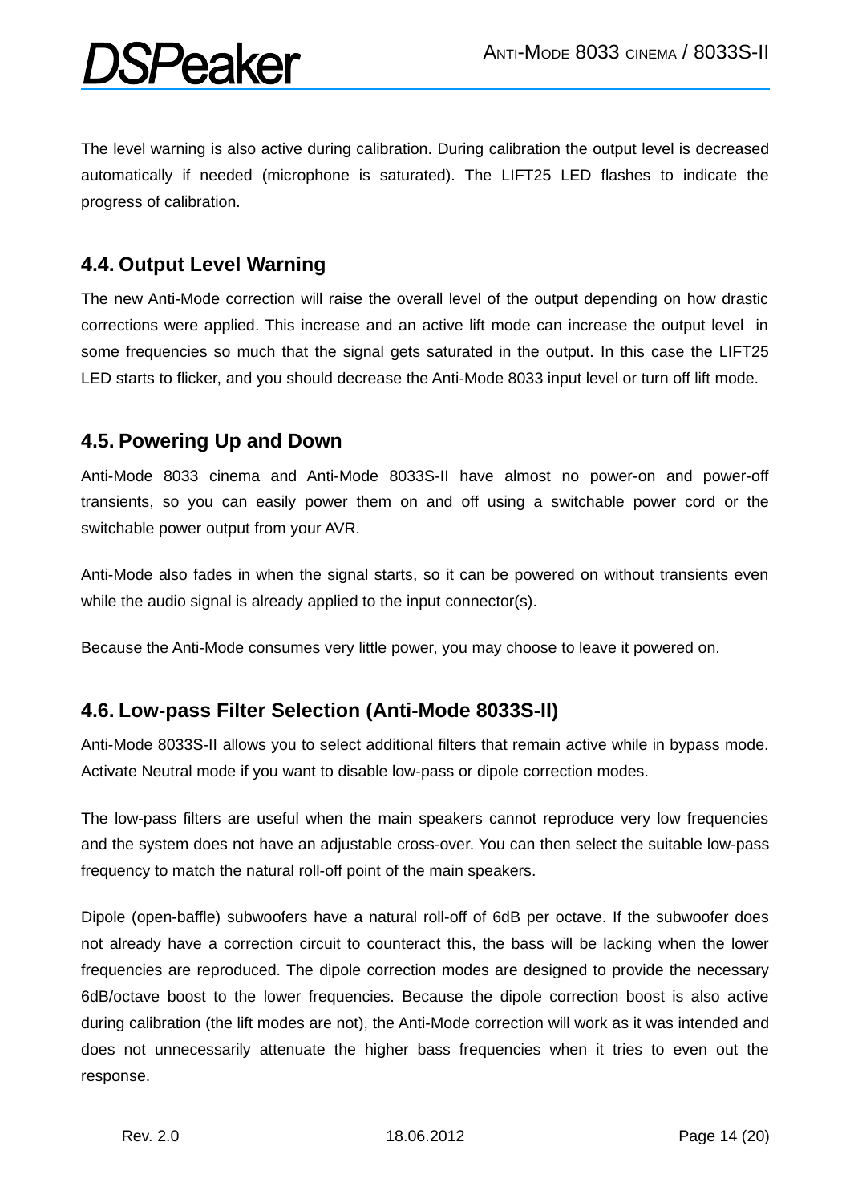The level warning is also active during calibration. During calibration the output level is decreased automatically if needed (microphone is saturated). The LIFT25 LED flashes to indicate the progress of calibration.

## 4.4. Output Level Warning

The new Anti-Mode correction will raise the overall level of the output depending on how drastic corrections were applied. This increase and an active lift mode can increase the output level in some frequencies so much that the signal gets saturated in the output. In this case the LIFT25 LED starts to flicker, and you should decrease the Anti-Mode 8033 input level or turn off lift mode.

## 4.5. Powering Up and Down

Anti-Mode 8033 cinema and Anti-Mode 8033S-II have almost no power-on and power-off transients, so you can easily power them on and off using a switchable power cord or the switchable power output from your AVR.

Anti-Mode also fades in when the signal starts, so it can be powered on without transients even while the audio signal is already applied to the input connector(s).

Because the Anti-Mode consumes very little power, you may choose to leave it powered on.

## 4.6. Low-pass Filter Selection (Anti-Mode 8033S-II)

Anti-Mode 8033S-II allows you to select additional filters that remain active while in bypass mode. Activate Neutral mode if you want to disable low-pass or dipole correction modes.

The low-pass filters are useful when the main speakers cannot reproduce very low frequencies and the system does not have an adjustable cross-over. You can then select the suitable low-pass frequency to match the natural roll-off point of the main speakers.

Dipole (open-baffle) subwoofers have a natural roll-off of 6dB per octave. If the subwoofer does not already have a correction circuit to counteract this, the bass will be lacking when the lower frequencies are reproduced. The dipole correction modes are designed to provide the necessary 6dB/octave boost to the lower frequencies. Because the dipole correction boost is also active during calibration (the lift modes are not), the Anti-Mode correction will work as it was intended and does not unnecessarily attenuate the higher bass frequencies when it tries to even out the response.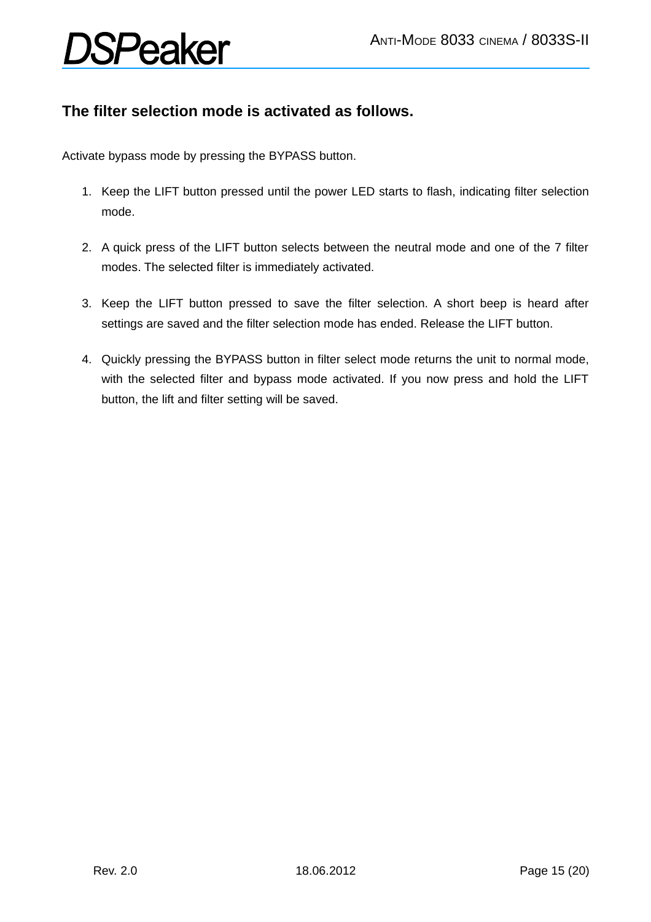### The filter selection mode is activated as follows.

Activate bypass mode by pressing the BYPASS button.

1. Keep the LIFT button pressed until the power LED starts to flash, indicating filter selection mode.

2. A quick press of the LIFT button selects between the neutral mode and one of the 7 filter modes. The selected filter is immediately activated.

3. Keep the LIFT button pressed to save the filter selection. A short beep is heard after settings are saved and the filter selection mode has ended. Release the LIFT button.

4. Quickly pressing the BYPASS button in filter select mode returns the unit to normal mode, with the selected filter and bypass mode activated. If you now press and hold the LIFT button, the lift and filter setting will be saved.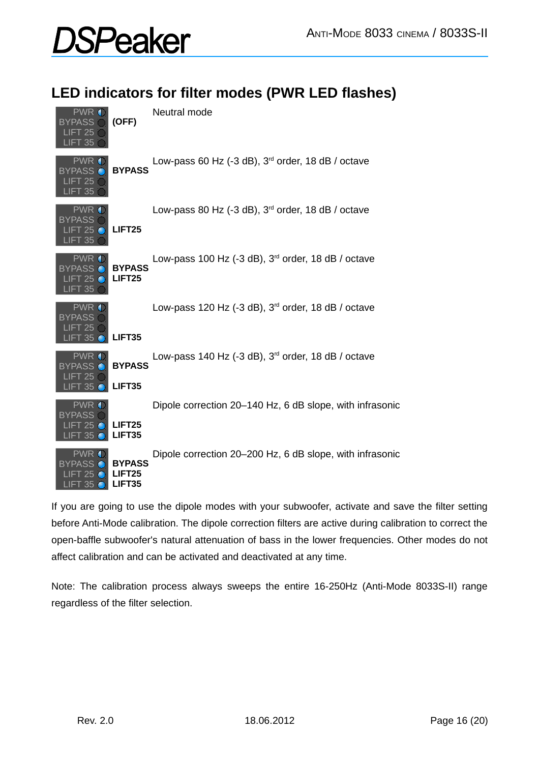## LED indicators for filter modes (PWR LED flashes)

| LEDs lit | Mode |
|---|---|
| (OFF) | Neutral mode |
| BYPASS | Low-pass 60 Hz (-3 dB), 3rd order, 18 dB / octave |
| LIFT25 | Low-pass 80 Hz (-3 dB), 3rd order, 18 dB / octave |
| BYPASS LIFT25 | Low-pass 100 Hz (-3 dB), 3rd order, 18 dB / octave |
| LIFT35 | Low-pass 120 Hz (-3 dB), 3rd order, 18 dB / octave |
| BYPASS LIFT35 | Low-pass 140 Hz (-3 dB), 3rd order, 18 dB / octave |
| LIFT25 LIFT35 | Dipole correction 20–140 Hz, 6 dB slope, with infrasonic |
| BYPASS LIFT25 LIFT35 | Dipole correction 20–200 Hz, 6 dB slope, with infrasonic |

If you are going to use the dipole modes with your subwoofer, activate and save the filter setting before Anti-Mode calibration. The dipole correction filters are active during calibration to correct the open-baffle subwoofer's natural attenuation of bass in the lower frequencies. Other modes do not affect calibration and can be activated and deactivated at any time.

Note: The calibration process always sweeps the entire 16-250Hz (Anti-Mode 8033S-II) range regardless of the filter selection.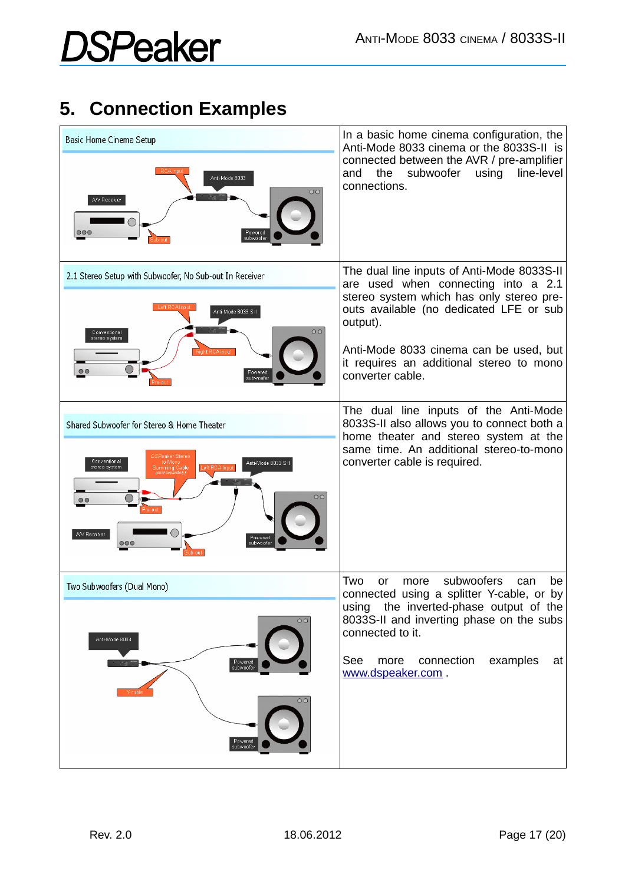# 5. Connection Examples

| | |
|---|---|
| Basic Home Cinema Setup | In a basic home cinema configuration, the Anti-Mode 8033 cinema or the 8033S-II is connected between the AVR / pre-amplifier and the subwoofer using line-level connections. |
| 2.1 Stereo Setup with Subwoofer, No Sub-out In Receiver | The dual line inputs of Anti-Mode 8033S-II are used when connecting into a 2.1 stereo system which has only stereo pre-outs available (no dedicated LFE or sub output).<br><br>Anti-Mode 8033 cinema can be used, but it requires an additional stereo to mono converter cable. |
| Shared Subwoofer for Stereo & Home Theater | The dual line inputs of the Anti-Mode 8033S-II also allows you to connect both a home theater and stereo system at the same time. An additional stereo-to-mono converter cable is required. |
| Two Subwoofers (Dual Mono) | Two or more subwoofers can be connected using a splitter Y-cable, or by using the inverted-phase output of the 8033S-II and inverting phase on the subs connected to it.<br><br>See more connection examples at www.dspeaker.com . |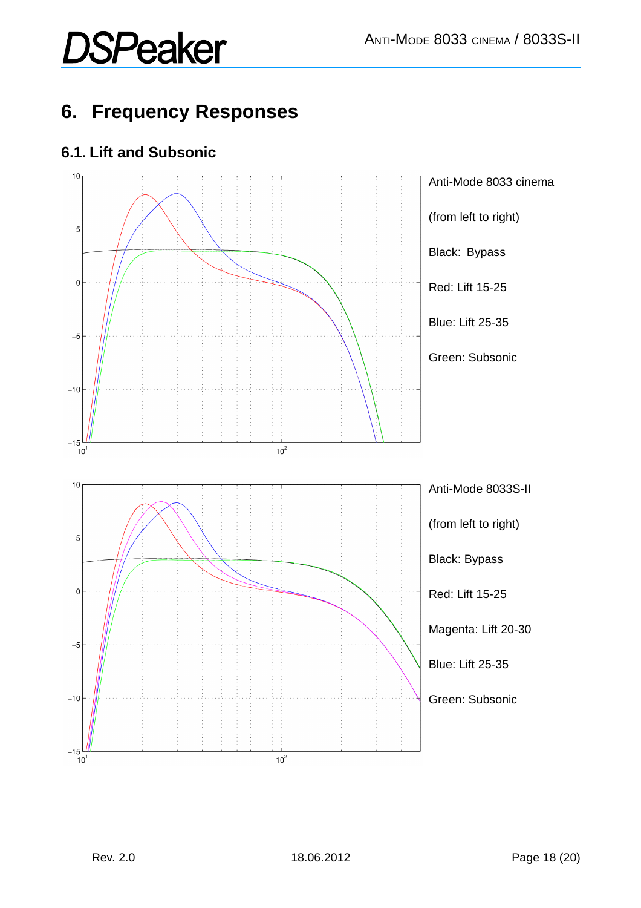# 6. Frequency Responses

## 6.1. Lift and Subsonic

Anti-Mode 8033 cinema

(from left to right)

Black: Bypass

Red: Lift 15-25

Blue: Lift 25-35

Green: Subsonic

Anti-Mode 8033S-II

(from left to right)

Black: Bypass

Red: Lift 15-25

Magenta: Lift 20-30

Blue: Lift 25-35

Green: Subsonic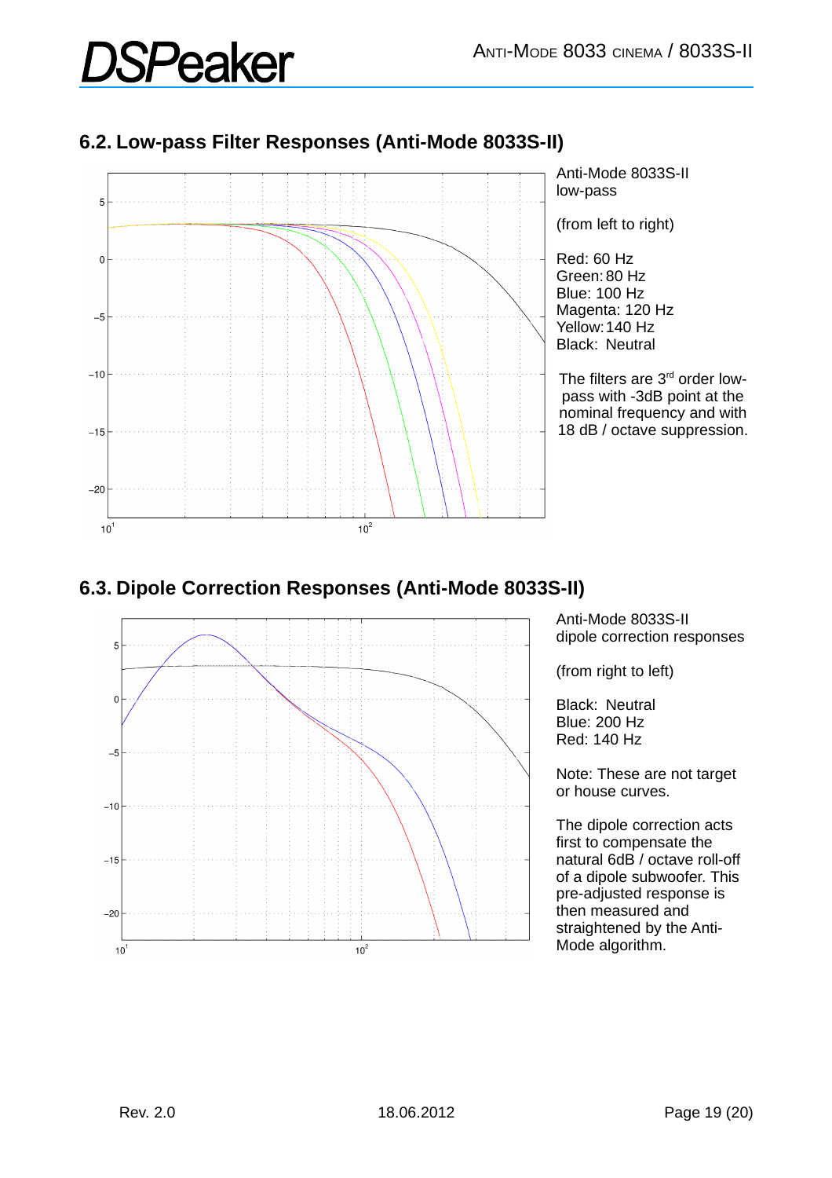## 6.2. Low-pass Filter Responses (Anti-Mode 8033S-II)

Anti-Mode 8033S-II low-pass

(from left to right)

Red: 60 Hz
Green: 80 Hz
Blue: 100 Hz
Magenta: 120 Hz
Yellow: 140 Hz
Black: Neutral

The filters are 3[rd] order low-pass with -3dB point at the nominal frequency and with 18 dB / octave suppression.

## 6.3. Dipole Correction Responses (Anti-Mode 8033S-II)

Anti-Mode 8033S-II dipole correction responses

(from right to left)

Black: Neutral
Blue: 200 Hz
Red: 140 Hz

Note: These are not target or house curves.

The dipole correction acts first to compensate the natural 6dB / octave roll-off of a dipole subwoofer. This pre-adjusted response is then measured and straightened by the Anti-Mode algorithm.

Rev. 2.0 18.06.2012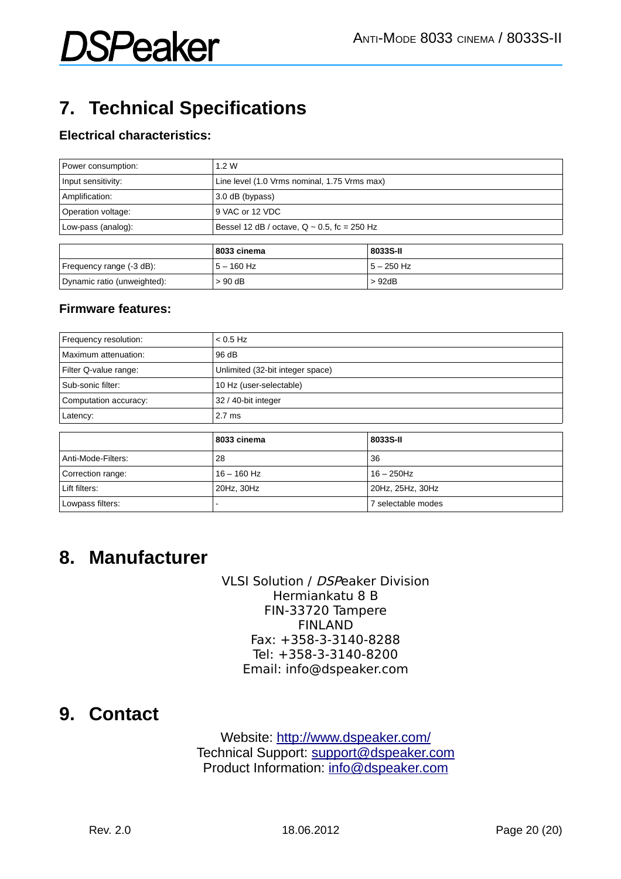# 7. Technical Specifications

### Electrical characteristics:

| | |
|---|---|
| Power consumption: | 1.2 W |
| Input sensitivity: | Line level (1.0 Vrms nominal, 1.75 Vrms max) |
| Amplification: | 3.0 dB (bypass) |
| Operation voltage: | 9 VAC or 12 VDC |
| Low-pass (analog): | Bessel 12 dB / octave, Q ~ 0.5, fc = 250 Hz |

| | 8033 cinema | 8033S-II |
|---|---|---|
| Frequency range (-3 dB): | 5 – 160 Hz | 5 – 250 Hz |
| Dynamic ratio (unweighted): | > 90 dB | > 92dB |

### Firmware features:

| | |
|---|---|
| Frequency resolution: | < 0.5 Hz |
| Maximum attenuation: | 96 dB |
| Filter Q-value range: | Unlimited (32-bit integer space) |
| Sub-sonic filter: | 10 Hz (user-selectable) |
| Computation accuracy: | 32 / 40-bit integer |
| Latency: | 2.7 ms |

| | 8033 cinema | 8033S-II |
|---|---|---|
| Anti-Mode-Filters: | 28 | 36 |
| Correction range: | 16 – 160 Hz | 16 – 250Hz |
| Lift filters: | 20Hz, 30Hz | 20Hz, 25Hz, 30Hz |
| Lowpass filters: | - | 7 selectable modes |

# 8. Manufacturer

VLSI Solution / *DSP*eaker Division
Hermiankatu 8 B
FIN-33720 Tampere
FINLAND
Fax: +358-3-3140-8288
Tel: +358-3-3140-8200
Email: info@dspeaker.com

# 9. Contact

Website: http://www.dspeaker.com/
Technical Support: support@dspeaker.com
Product Information: info@dspeaker.com

Rev. 2.0 18.06.2012